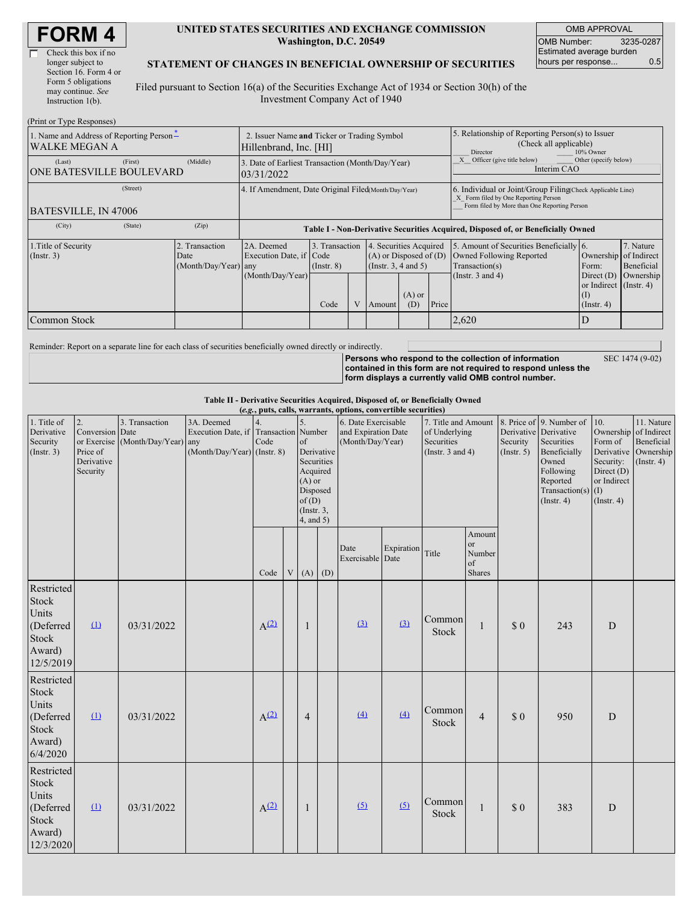# FORM 4

☐ Check this box if no longer subject to Section 16. Form 4 or Form 5 obligations may continue. *See* Instruction 1(b).

**UNITED STATES SECURITIES AND EXCHANGE COMMISSION**
**Washington, D.C. 20549**

**STATEMENT OF CHANGES IN BENEFICIAL OWNERSHIP OF SECURITIES**

Filed pursuant to Section 16(a) of the Securities Exchange Act of 1934 or Section 30(h) of the Investment Company Act of 1940

| OMB APPROVAL | |
|---|---|
| OMB Number: | 3235-0287 |
| Estimated average burden hours per response... | 0.5 |

(Print or Type Responses)

| 1. Name and Address of Reporting Person* | 2. Issuer Name and Ticker or Trading Symbol | 5. Relationship of Reporting Person(s) to Issuer (Check all applicable) |
|---|---|---|
| WALKE MEGAN A | Hillenbrand, Inc. [HI] | ___ Director ___ 10% Owner |
| (Last) (First) (Middle) ONE BATESVILLE BOULEVARD | 3. Date of Earliest Transaction (Month/Day/Year) 03/31/2022 | _X_ Officer (give title below) ___ Other (specify below) Interim CAO |
| (Street) BATESVILLE, IN 47006 | 4. If Amendment, Date Original Filed (Month/Day/Year) | 6. Individual or Joint/Group Filing (Check Applicable Line) _X_ Form filed by One Reporting Person ___ Form filed by More than One Reporting Person |
| (City) (State) (Zip) | | |

**Table I - Non-Derivative Securities Acquired, Disposed of, or Beneficially Owned**

| 1.Title of Security (Instr. 3) | 2. Transaction Date (Month/Day/Year) | 2A. Deemed Execution Date, if any (Month/Day/Year) | 3. Transaction Code (Instr. 8) | | 4. Securities Acquired (A) or Disposed of (D) (Instr. 3, 4 and 5) | | | 5. Amount of Securities Beneficially Owned Following Reported Transaction(s) (Instr. 3 and 4) | 6. Ownership Form: Direct (D) or Indirect (I) (Instr. 4) | 7. Nature of Indirect Beneficial Ownership (Instr. 4) |
|---|---|---|---|---|---|---|---|---|---|---|
| | | | Code | V | Amount | (A) or (D) | Price | | | |
| Common Stock | | | | | | | | 2,620 | D | |

Reminder: Report on a separate line for each class of securities beneficially owned directly or indirectly.

**Persons who respond to the collection of information contained in this form are not required to respond unless the form displays a currently valid OMB control number.** SEC 1474 (9-02)

**Table II - Derivative Securities Acquired, Disposed of, or Beneficially Owned**
***(e.g., puts, calls, warrants, options, convertible securities)***

| 1. Title of Derivative Security (Instr. 3) | 2. Conversion or Exercise Price of Derivative Security | 3. Transaction Date (Month/Day/Year) | 3A. Deemed Execution Date, if any (Month/Day/Year) | 4. Transaction Code (Instr. 8) | | 5. Number of Derivative Securities Acquired (A) or Disposed of (D) (Instr. 3, 4, and 5) | | 6. Date Exercisable and Expiration Date (Month/Day/Year) | | 7. Title and Amount of Underlying Securities (Instr. 3 and 4) | | 8. Price of Derivative Security (Instr. 5) | 9. Number of Derivative Securities Beneficially Owned Following Reported Transaction(s) (Instr. 4) | 10. Ownership Form of Derivative Security: Direct (D) or Indirect (I) (Instr. 4) | 11. Nature of Indirect Beneficial Ownership (Instr. 4) |
|---|---|---|---|---|---|---|---|---|---|---|---|---|---|---|---|
| | | | | Code | V | (A) | (D) | Date Exercisable | Expiration Date | Title | Amount or Number of Shares | | | | |
| Restricted Stock Units (Deferred Stock Award) 12/5/2019 | (1) | 03/31/2022 | | A(2) | | 1 | | (3) | (3) | Common Stock | 1 | $ 0 | 243 | D | |
| Restricted Stock Units (Deferred Stock Award) 6/4/2020 | (1) | 03/31/2022 | | A(2) | | 4 | | (4) | (4) | Common Stock | 4 | $ 0 | 950 | D | |
| Restricted Stock Units (Deferred Stock Award) 12/3/2020 | (1) | 03/31/2022 | | A(2) | | 1 | | (5) | (5) | Common Stock | 1 | $ 0 | 383 | D | |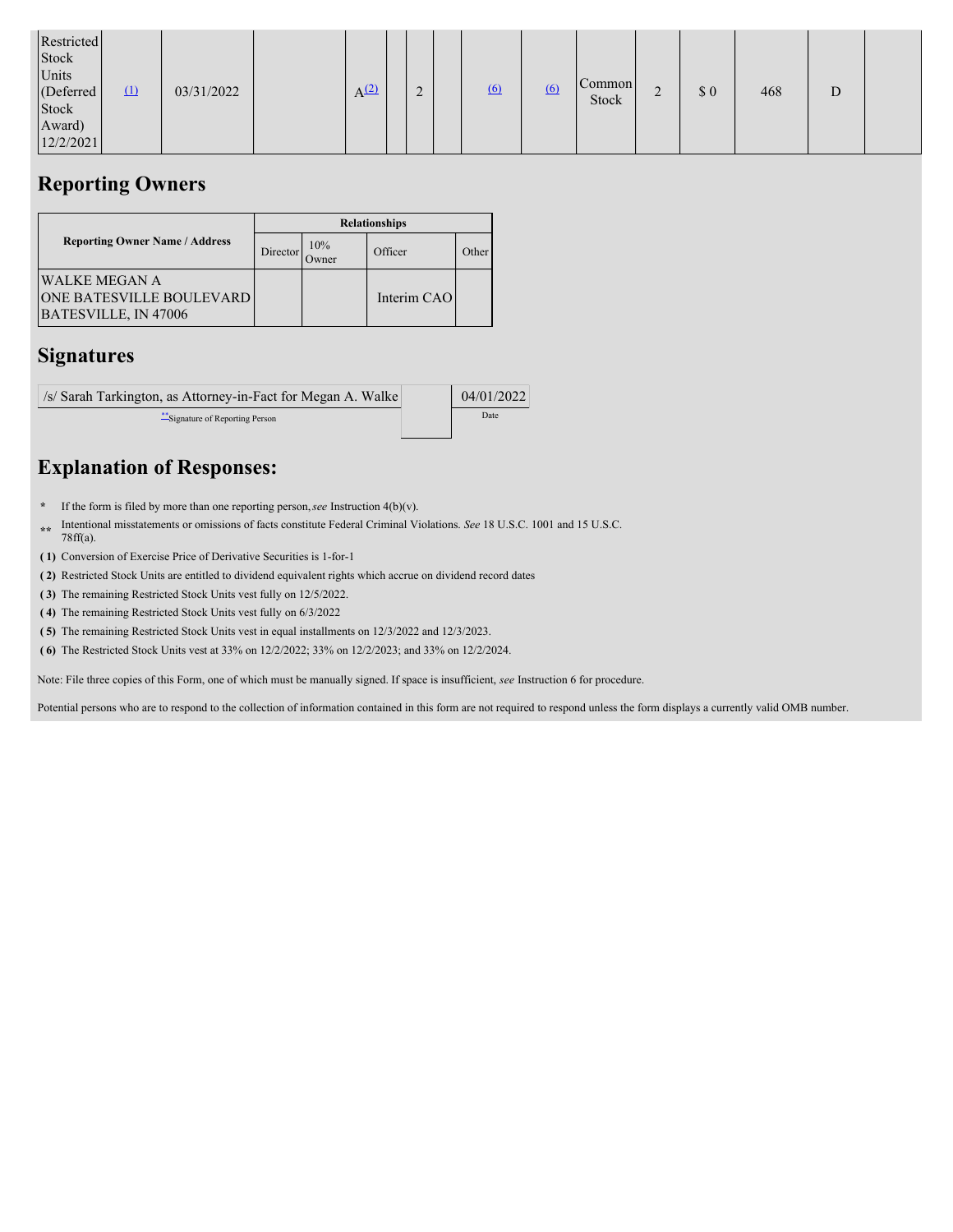| | | | | | | | | | | | | | | | |
|---|---|---|---|---|---|---|---|---|---|---|---|---|---|---|---|
| Restricted Stock Units (Deferred Stock Award) 12/2/2021 | (1) | 03/31/2022 | | A(2) | | 2 | | (6) | (6) | Common Stock | 2 | $ 0 | 468 | D | |

## Reporting Owners

| Reporting Owner Name / Address | Relationships | | | |
|---|---|---|---|---|
| | Director | 10% Owner | Officer | Other |
| WALKE MEGAN A<br>ONE BATESVILLE BOULEVARD<br>BATESVILLE, IN 47006 | | | Interim CAO | |

## Signatures

| | | |
|---|---|---|
| /s/ Sarah Tarkington, as Attorney-in-Fact for Megan A. Walke | | 04/01/2022 |
| **Signature of Reporting Person | | Date |

## Explanation of Responses:

- \* If the form is filed by more than one reporting person, *see* Instruction 4(b)(v).
- \*\* Intentional misstatements or omissions of facts constitute Federal Criminal Violations. *See* 18 U.S.C. 1001 and 15 U.S.C. 78ff(a).
- ( 1) Conversion of Exercise Price of Derivative Securities is 1-for-1
- ( 2) Restricted Stock Units are entitled to dividend equivalent rights which accrue on dividend record dates
- ( 3) The remaining Restricted Stock Units vest fully on 12/5/2022.
- ( 4) The remaining Restricted Stock Units vest fully on 6/3/2022
- ( 5) The remaining Restricted Stock Units vest in equal installments on 12/3/2022 and 12/3/2023.
- ( 6) The Restricted Stock Units vest at 33% on 12/2/2022; 33% on 12/2/2023; and 33% on 12/2/2024.

Note: File three copies of this Form, one of which must be manually signed. If space is insufficient, *see* Instruction 6 for procedure.

Potential persons who are to respond to the collection of information contained in this form are not required to respond unless the form displays a currently valid OMB number.